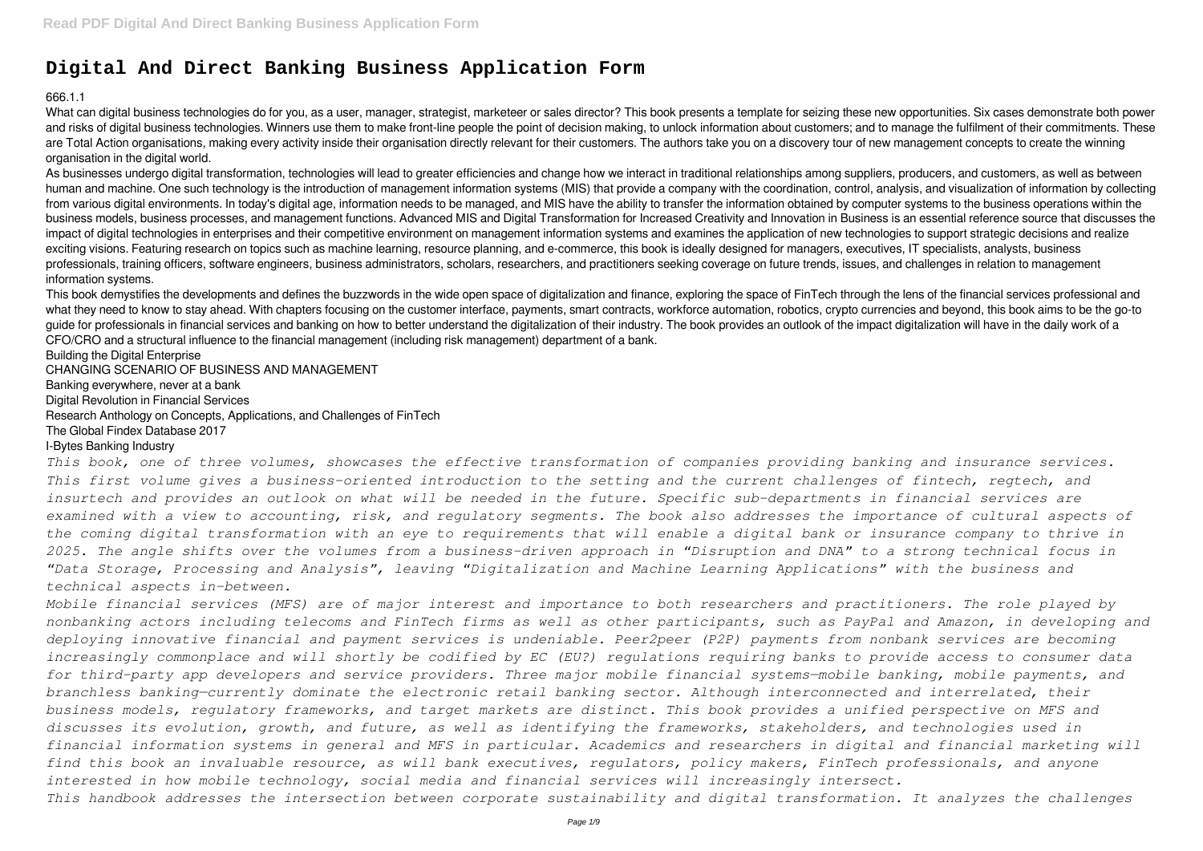# Digital And Direct Banking Business Application Form

666.1.1

What can digital business technologies do for you, as a user, manager, strategist, marketeer or sales director? This book presents a template for seizing these new opportunities. Six cases demonstrate both power and risks of digital business technologies. Winners use them to make front-line people the point of decision making, to unlock information about customers; and to manage the fulfilment of their commitments. These are Total Action organisations, making every activity inside their organisation directly relevant for their customers. The authors take you on a discovery tour of new management concepts to create the winning organisation in the digital world.

As businesses undergo digital transformation, technologies will lead to greater efficiencies and change how we interact in traditional relationships among suppliers, producers, and customers, as well as between human and machine. One such technology is the introduction of management information systems (MIS) that provide a company with the coordination, control, analysis, and visualization of information by collecting from various digital environments. In today's digital age, information needs to be managed, and MIS have the ability to transfer the information obtained by computer systems to the business operations within the business models, business processes, and management functions. Advanced MIS and Digital Transformation for Increased Creativity and Innovation in Business is an essential reference source that discusses the impact of digital technologies in enterprises and their competitive environment on management information systems and examines the application of new technologies to support strategic decisions and realize exciting visions. Featuring research on topics such as machine learning, resource planning, and e-commerce, this book is ideally designed for managers, executives, IT specialists, analysts, business professionals, training officers, software engineers, business administrators, scholars, researchers, and practitioners seeking coverage on future trends, issues, and challenges in relation to management information systems.

This book demystifies the developments and defines the buzzwords in the wide open space of digitalization and finance, exploring the space of FinTech through the lens of the financial services professional and what they need to know to stay ahead. With chapters focusing on the customer interface, payments, smart contracts, workforce automation, robotics, crypto currencies and beyond, this book aims to be the go-to guide for professionals in financial services and banking on how to better understand the digitalization of their industry. The book provides an outlook of the impact digitalization will have in the daily work of a CFO/CRO and a structural influence to the financial management (including risk management) department of a bank.

Building the Digital Enterprise

CHANGING SCENARIO OF BUSINESS AND MANAGEMENT

Banking everywhere, never at a bank

Digital Revolution in Financial Services

Research Anthology on Concepts, Applications, and Challenges of FinTech

The Global Findex Database 2017

I-Bytes Banking Industry

*This book, one of three volumes, showcases the effective transformation of companies providing banking and insurance services. This first volume gives a business-oriented introduction to the setting and the current challenges of fintech, regtech, and insurtech and provides an outlook on what will be needed in the future. Specific sub-departments in financial services are examined with a view to accounting, risk, and regulatory segments. The book also addresses the importance of cultural aspects of the coming digital transformation with an eye to requirements that will enable a digital bank or insurance company to thrive in 2025. The angle shifts over the volumes from a business-driven approach in "Disruption and DNA" to a strong technical focus in "Data Storage, Processing and Analysis", leaving "Digitalization and Machine Learning Applications" with the business and technical aspects in-between.*

*Mobile financial services (MFS) are of major interest and importance to both researchers and practitioners. The role played by nonbanking actors including telecoms and FinTech firms as well as other participants, such as PayPal and Amazon, in developing and deploying innovative financial and payment services is undeniable. Peer2peer (P2P) payments from nonbank services are becoming increasingly commonplace and will shortly be codified by EC (EU?) regulations requiring banks to provide access to consumer data for third-party app developers and service providers. Three major mobile financial systems—mobile banking, mobile payments, and branchless banking—currently dominate the electronic retail banking sector. Although interconnected and interrelated, their business models, regulatory frameworks, and target markets are distinct. This book provides a unified perspective on MFS and discusses its evolution, growth, and future, as well as identifying the frameworks, stakeholders, and technologies used in financial information systems in general and MFS in particular. Academics and researchers in digital and financial marketing will find this book an invaluable resource, as will bank executives, regulators, policy makers, FinTech professionals, and anyone interested in how mobile technology, social media and financial services will increasingly intersect.*

*This handbook addresses the intersection between corporate sustainability and digital transformation. It analyzes the challenges*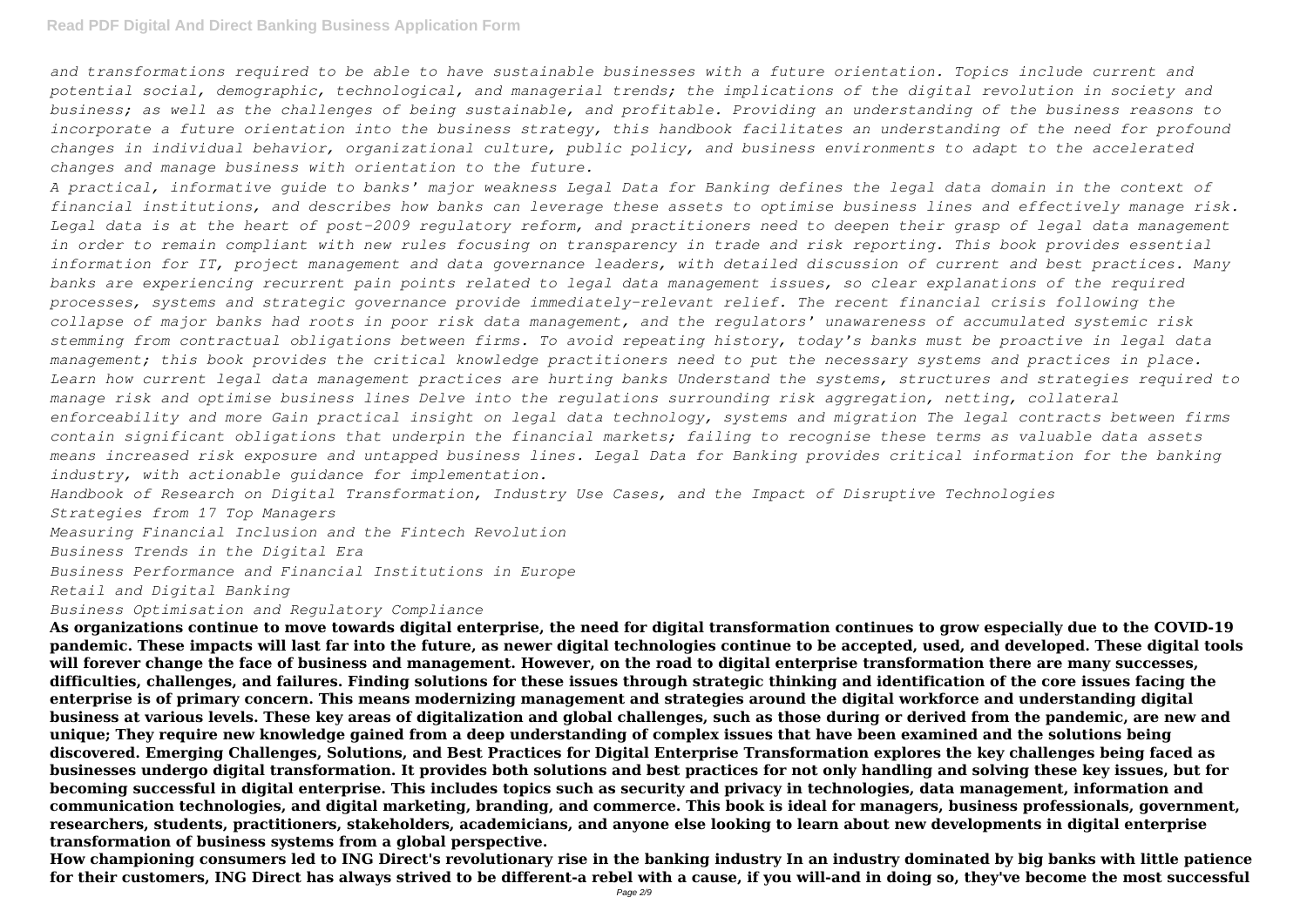*and transformations required to be able to have sustainable businesses with a future orientation. Topics include current and potential social, demographic, technological, and managerial trends; the implications of the digital revolution in society and business; as well as the challenges of being sustainable, and profitable. Providing an understanding of the business reasons to incorporate a future orientation into the business strategy, this handbook facilitates an understanding of the need for profound changes in individual behavior, organizational culture, public policy, and business environments to adapt to the accelerated changes and manage business with orientation to the future.*

*A practical, informative guide to banks' major weakness Legal Data for Banking defines the legal data domain in the context of financial institutions, and describes how banks can leverage these assets to optimise business lines and effectively manage risk. Legal data is at the heart of post-2009 regulatory reform, and practitioners need to deepen their grasp of legal data management in order to remain compliant with new rules focusing on transparency in trade and risk reporting. This book provides essential information for IT, project management and data governance leaders, with detailed discussion of current and best practices. Many banks are experiencing recurrent pain points related to legal data management issues, so clear explanations of the required processes, systems and strategic governance provide immediately-relevant relief. The recent financial crisis following the collapse of major banks had roots in poor risk data management, and the regulators' unawareness of accumulated systemic risk stemming from contractual obligations between firms. To avoid repeating history, today's banks must be proactive in legal data management; this book provides the critical knowledge practitioners need to put the necessary systems and practices in place. Learn how current legal data management practices are hurting banks Understand the systems, structures and strategies required to manage risk and optimise business lines Delve into the regulations surrounding risk aggregation, netting, collateral enforceability and more Gain practical insight on legal data technology, systems and migration The legal contracts between firms contain significant obligations that underpin the financial markets; failing to recognise these terms as valuable data assets means increased risk exposure and untapped business lines. Legal Data for Banking provides critical information for the banking industry, with actionable guidance for implementation.*

*Handbook of Research on Digital Transformation, Industry Use Cases, and the Impact of Disruptive Technologies*
*Strategies from 17 Top Managers*
*Measuring Financial Inclusion and the Fintech Revolution*
*Business Trends in the Digital Era*
*Business Performance and Financial Institutions in Europe*
*Retail and Digital Banking*
*Business Optimisation and Regulatory Compliance*

**As organizations continue to move towards digital enterprise, the need for digital transformation continues to grow especially due to the COVID-19 pandemic. These impacts will last far into the future, as newer digital technologies continue to be accepted, used, and developed. These digital tools will forever change the face of business and management. However, on the road to digital enterprise transformation there are many successes, difficulties, challenges, and failures. Finding solutions for these issues through strategic thinking and identification of the core issues facing the enterprise is of primary concern. This means modernizing management and strategies around the digital workforce and understanding digital business at various levels. These key areas of digitalization and global challenges, such as those during or derived from the pandemic, are new and unique; They require new knowledge gained from a deep understanding of complex issues that have been examined and the solutions being discovered. Emerging Challenges, Solutions, and Best Practices for Digital Enterprise Transformation explores the key challenges being faced as businesses undergo digital transformation. It provides both solutions and best practices for not only handling and solving these key issues, but for becoming successful in digital enterprise. This includes topics such as security and privacy in technologies, data management, information and communication technologies, and digital marketing, branding, and commerce. This book is ideal for managers, business professionals, government, researchers, students, practitioners, stakeholders, academicians, and anyone else looking to learn about new developments in digital enterprise transformation of business systems from a global perspective.**

**How championing consumers led to ING Direct's revolutionary rise in the banking industry In an industry dominated by big banks with little patience for their customers, ING Direct has always strived to be different-a rebel with a cause, if you will-and in doing so, they've become the most successful**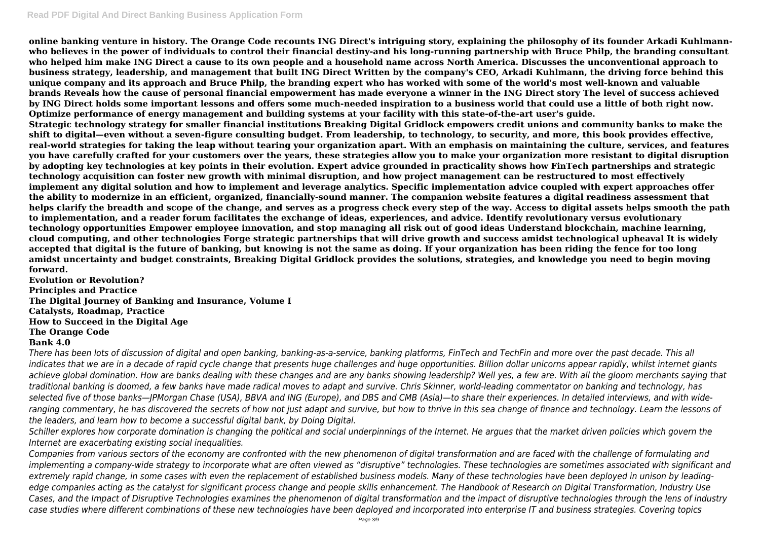**online banking venture in history. The Orange Code recounts ING Direct's intriguing story, explaining the philosophy of its founder Arkadi Kuhlmann-who believes in the power of individuals to control their financial destiny-and his long-running partnership with Bruce Philp, the branding consultant who helped him make ING Direct a cause to its own people and a household name across North America. Discusses the unconventional approach to business strategy, leadership, and management that built ING Direct Written by the company's CEO, Arkadi Kuhlmann, the driving force behind this unique company and its approach and Bruce Philp, the branding expert who has worked with some of the world's most well-known and valuable brands Reveals how the cause of personal financial empowerment has made everyone a winner in the ING Direct story The level of success achieved by ING Direct holds some important lessons and offers some much-needed inspiration to a business world that could use a little of both right now. Optimize performance of energy management and building systems at your facility with this state-of-the-art user's guide.**

**Strategic technology strategy for smaller financial institutions Breaking Digital Gridlock empowers credit unions and community banks to make the shift to digital—even without a seven-figure consulting budget. From leadership, to technology, to security, and more, this book provides effective, real-world strategies for taking the leap without tearing your organization apart. With an emphasis on maintaining the culture, services, and features you have carefully crafted for your customers over the years, these strategies allow you to make your organization more resistant to digital disruption by adopting key technologies at key points in their evolution. Expert advice grounded in practicality shows how FinTech partnerships and strategic technology acquisition can foster new growth with minimal disruption, and how project management can be restructured to most effectively implement any digital solution and how to implement and leverage analytics. Specific implementation advice coupled with expert approaches offer the ability to modernize in an efficient, organized, financially-sound manner. The companion website features a digital readiness assessment that helps clarify the breadth and scope of the change, and serves as a progress check every step of the way. Access to digital assets helps smooth the path to implementation, and a reader forum facilitates the exchange of ideas, experiences, and advice. Identify revolutionary versus evolutionary technology opportunities Empower employee innovation, and stop managing all risk out of good ideas Understand blockchain, machine learning, cloud computing, and other technologies Forge strategic partnerships that will drive growth and success amidst technological upheaval It is widely accepted that digital is the future of banking, but knowing is not the same as doing. If your organization has been riding the fence for too long amidst uncertainty and budget constraints, Breaking Digital Gridlock provides the solutions, strategies, and knowledge you need to begin moving forward.**

**Evolution or Revolution?**
**Principles and Practice**
**The Digital Journey of Banking and Insurance, Volume I**
**Catalysts, Roadmap, Practice**
**How to Succeed in the Digital Age**
**The Orange Code**
**Bank 4.0**

*There has been lots of discussion of digital and open banking, banking-as-a-service, banking platforms, FinTech and TechFin and more over the past decade. This all indicates that we are in a decade of rapid cycle change that presents huge challenges and huge opportunities. Billion dollar unicorns appear rapidly, whilst internet giants achieve global domination. How are banks dealing with these changes and are any banks showing leadership? Well yes, a few are. With all the gloom merchants saying that traditional banking is doomed, a few banks have made radical moves to adapt and survive. Chris Skinner, world-leading commentator on banking and technology, has selected five of those banks—JPMorgan Chase (USA), BBVA and ING (Europe), and DBS and CMB (Asia)—to share their experiences. In detailed interviews, and with wide-ranging commentary, he has discovered the secrets of how not just adapt and survive, but how to thrive in this sea change of finance and technology. Learn the lessons of the leaders, and learn how to become a successful digital bank, by Doing Digital.*

*Schiller explores how corporate domination is changing the political and social underpinnings of the Internet. He argues that the market driven policies which govern the Internet are exacerbating existing social inequalities.*

*Companies from various sectors of the economy are confronted with the new phenomenon of digital transformation and are faced with the challenge of formulating and implementing a company-wide strategy to incorporate what are often viewed as "disruptive" technologies. These technologies are sometimes associated with significant and extremely rapid change, in some cases with even the replacement of established business models. Many of these technologies have been deployed in unison by leading-edge companies acting as the catalyst for significant process change and people skills enhancement. The Handbook of Research on Digital Transformation, Industry Use Cases, and the Impact of Disruptive Technologies examines the phenomenon of digital transformation and the impact of disruptive technologies through the lens of industry case studies where different combinations of these new technologies have been deployed and incorporated into enterprise IT and business strategies. Covering topics*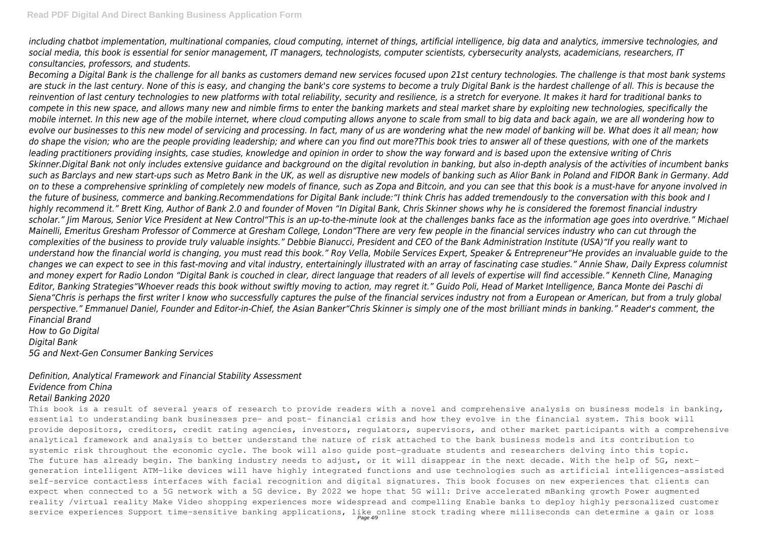*including chatbot implementation, multinational companies, cloud computing, internet of things, artificial intelligence, big data and analytics, immersive technologies, and social media, this book is essential for senior management, IT managers, technologists, computer scientists, cybersecurity analysts, academicians, researchers, IT consultancies, professors, and students.*

*Becoming a Digital Bank is the challenge for all banks as customers demand new services focused upon 21st century technologies. The challenge is that most bank systems are stuck in the last century. None of this is easy, and changing the bank's core systems to become a truly Digital Bank is the hardest challenge of all. This is because the reinvention of last century technologies to new platforms with total reliability, security and resilience, is a stretch for everyone. It makes it hard for traditional banks to compete in this new space, and allows many new and nimble firms to enter the banking markets and steal market share by exploiting new technologies, specifically the mobile internet. In this new age of the mobile internet, where cloud computing allows anyone to scale from small to big data and back again, we are all wondering how to evolve our businesses to this new model of servicing and processing. In fact, many of us are wondering what the new model of banking will be. What does it all mean; how do shape the vision; who are the people providing leadership; and where can you find out more?This book tries to answer all of these questions, with one of the markets leading practitioners providing insights, case studies, knowledge and opinion in order to show the way forward and is based upon the extensive writing of Chris Skinner.Digital Bank not only includes extensive guidance and background on the digital revolution in banking, but also in-depth analysis of the activities of incumbent banks such as Barclays and new start-ups such as Metro Bank in the UK, as well as disruptive new models of banking such as Alior Bank in Poland and FIDOR Bank in Germany. Add on to these a comprehensive sprinkling of completely new models of finance, such as Zopa and Bitcoin, and you can see that this book is a must-have for anyone involved in the future of business, commerce and banking.Recommendations for Digital Bank include:"I think Chris has added tremendously to the conversation with this book and I highly recommend it." Brett King, Author of Bank 2.0 and founder of Moven "In Digital Bank, Chris Skinner shows why he is considered the foremost financial industry scholar." Jim Marous, Senior Vice President at New Control"This is an up-to-the-minute look at the challenges banks face as the information age goes into overdrive." Michael Mainelli, Emeritus Gresham Professor of Commerce at Gresham College, London"There are very few people in the financial services industry who can cut through the complexities of the business to provide truly valuable insights." Debbie Bianucci, President and CEO of the Bank Administration Institute (USA)"If you really want to understand how the financial world is changing, you must read this book." Roy Vella, Mobile Services Expert, Speaker & Entrepreneur"He provides an invaluable guide to the changes we can expect to see in this fast-moving and vital industry, entertainingly illustrated with an array of fascinating case studies." Annie Shaw, Daily Express columnist and money expert for Radio London "Digital Bank is couched in clear, direct language that readers of all levels of expertise will find accessible." Kenneth Cline, Managing Editor, Banking Strategies"Whoever reads this book without swiftly moving to action, may regret it." Guido Poli, Head of Market Intelligence, Banca Monte dei Paschi di Siena"Chris is perhaps the first writer I know who successfully captures the pulse of the financial services industry not from a European or American, but from a truly global perspective." Emmanuel Daniel, Founder and Editor-in-Chief, the Asian Banker"Chris Skinner is simply one of the most brilliant minds in banking." Reader's comment, the Financial Brand*

*How to Go Digital*
*Digital Bank*
*5G and Next-Gen Consumer Banking Services*

*Definition, Analytical Framework and Financial Stability Assessment*
*Evidence from China*
*Retail Banking 2020*

This book is a result of several years of research to provide readers with a novel and comprehensive analysis on business models in banking, essential to understanding bank businesses pre- and post- financial crisis and how they evolve in the financial system. This book will provide depositors, creditors, credit rating agencies, investors, regulators, supervisors, and other market participants with a comprehensive analytical framework and analysis to better understand the nature of risk attached to the bank business models and its contribution to systemic risk throughout the economic cycle. The book will also guide post-graduate students and researchers delving into this topic.
The future has already begin. The banking industry needs to adjust, or it will disappear in the next decade. With the help of 5G, next-generation intelligent ATM-like devices will have highly integrated functions and use technologies such as artificial intelligences-assisted self-service contactless interfaces with facial recognition and digital signatures. This book focuses on new experiences that clients can expect when connected to a 5G network with a 5G device. By 2022 we hope that 5G will: Drive accelerated mBanking growth Power augmented reality /virtual reality Make Video shopping experiences more widespread and compelling Enable banks to deploy highly personalized customer service experiences Support time-sensitive banking applications, like online stock trading where milliseconds can determine a gain or loss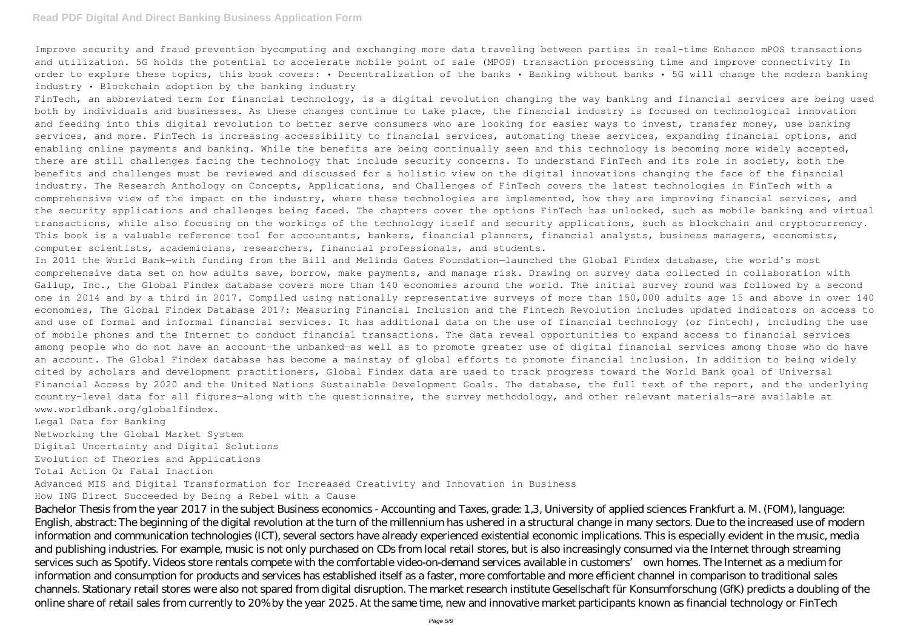Improve security and fraud prevention bycomputing and exchanging more data traveling between parties in real-time Enhance mPOS transactions and utilization. 5G holds the potential to accelerate mobile point of sale (MPOS) transaction processing time and improve connectivity In order to explore these topics, this book covers: • Decentralization of the banks • Banking without banks • 5G will change the modern banking industry • Blockchain adoption by the banking industry

FinTech, an abbreviated term for financial technology, is a digital revolution changing the way banking and financial services are being used both by individuals and businesses. As these changes continue to take place, the financial industry is focused on technological innovation and feeding into this digital revolution to better serve consumers who are looking for easier ways to invest, transfer money, use banking services, and more. FinTech is increasing accessibility to financial services, automating these services, expanding financial options, and enabling online payments and banking. While the benefits are being continually seen and this technology is becoming more widely accepted, there are still challenges facing the technology that include security concerns. To understand FinTech and its role in society, both the benefits and challenges must be reviewed and discussed for a holistic view on the digital innovations changing the face of the financial industry. The Research Anthology on Concepts, Applications, and Challenges of FinTech covers the latest technologies in FinTech with a comprehensive view of the impact on the industry, where these technologies are implemented, how they are improving financial services, and the security applications and challenges being faced. The chapters cover the options FinTech has unlocked, such as mobile banking and virtual transactions, while also focusing on the workings of the technology itself and security applications, such as blockchain and cryptocurrency. This book is a valuable reference tool for accountants, bankers, financial planners, financial analysts, business managers, economists, computer scientists, academicians, researchers, financial professionals, and students.

In 2011 the World Bank—with funding from the Bill and Melinda Gates Foundation—launched the Global Findex database, the world's most comprehensive data set on how adults save, borrow, make payments, and manage risk. Drawing on survey data collected in collaboration with Gallup, Inc., the Global Findex database covers more than 140 economies around the world. The initial survey round was followed by a second one in 2014 and by a third in 2017. Compiled using nationally representative surveys of more than 150,000 adults age 15 and above in over 140 economies, The Global Findex Database 2017: Measuring Financial Inclusion and the Fintech Revolution includes updated indicators on access to and use of formal and informal financial services. It has additional data on the use of financial technology (or fintech), including the use of mobile phones and the Internet to conduct financial transactions. The data reveal opportunities to expand access to financial services among people who do not have an account—the unbanked—as well as to promote greater use of digital financial services among those who do have an account. The Global Findex database has become a mainstay of global efforts to promote financial inclusion. In addition to being widely cited by scholars and development practitioners, Global Findex data are used to track progress toward the World Bank goal of Universal Financial Access by 2020 and the United Nations Sustainable Development Goals. The database, the full text of the report, and the underlying country-level data for all figures—along with the questionnaire, the survey methodology, and other relevant materials—are available at www.worldbank.org/globalfindex.

Legal Data for Banking

Networking the Global Market System

Digital Uncertainty and Digital Solutions

Evolution of Theories and Applications

Total Action Or Fatal Inaction

Advanced MIS and Digital Transformation for Increased Creativity and Innovation in Business

How ING Direct Succeeded by Being a Rebel with a Cause

Bachelor Thesis from the year 2017 in the subject Business economics - Accounting and Taxes, grade: 1,3, University of applied sciences Frankfurt a. M. (FOM), language: English, abstract: The beginning of the digital revolution at the turn of the millennium has ushered in a structural change in many sectors. Due to the increased use of modern information and communication technologies (ICT), several sectors have already experienced existential economic implications. This is especially evident in the music, media and publishing industries. For example, music is not only purchased on CDs from local retail stores, but is also increasingly consumed via the Internet through streaming services such as Spotify. Videos store rentals compete with the comfortable video-on-demand services available in customers' own homes. The Internet as a medium for information and consumption for products and services has established itself as a faster, more comfortable and more efficient channel in comparison to traditional sales channels. Stationary retail stores were also not spared from digital disruption. The market research institute Gesellschaft für Konsumforschung (GfK) predicts a doubling of the online share of retail sales from currently to 20% by the year 2025. At the same time, new and innovative market participants known as financial technology or FinTech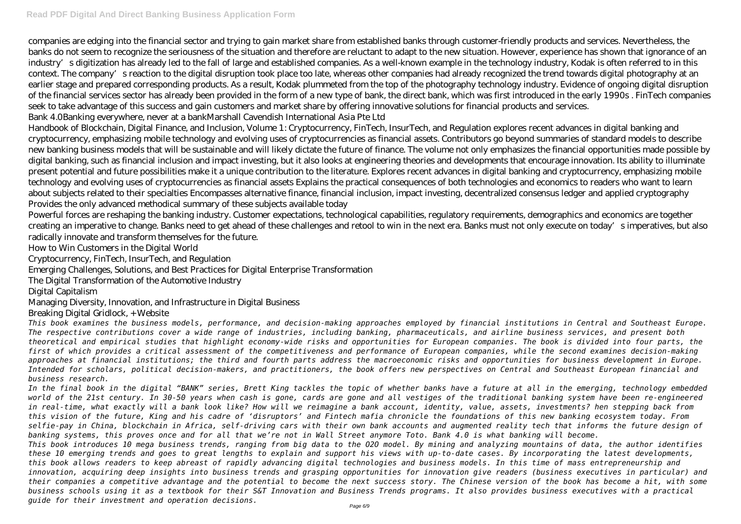companies are edging into the financial sector and trying to gain market share from established banks through customer-friendly products and services. Nevertheless, the banks do not seem to recognize the seriousness of the situation and therefore are reluctant to adapt to the new situation. However, experience has shown that ignorance of an industry's digitization has already led to the fall of large and established companies. As a well-known example in the technology industry, Kodak is often referred to in this context. The company's reaction to the digital disruption took place too late, whereas other companies had already recognized the trend towards digital photography at an earlier stage and prepared corresponding products. As a result, Kodak plummeted from the top of the photography technology industry. Evidence of ongoing digital disruption of the financial services sector has already been provided in the form of a new type of bank, the direct bank, which was first introduced in the early 1990s . FinTech companies seek to take advantage of this success and gain customers and market share by offering innovative solutions for financial products and services.

Bank 4.0Banking everywhere, never at a bankMarshall Cavendish International Asia Pte Ltd

Handbook of Blockchain, Digital Finance, and Inclusion, Volume 1: Cryptocurrency, FinTech, InsurTech, and Regulation explores recent advances in digital banking and cryptocurrency, emphasizing mobile technology and evolving uses of cryptocurrencies as financial assets. Contributors go beyond summaries of standard models to describe new banking business models that will be sustainable and will likely dictate the future of finance. The volume not only emphasizes the financial opportunities made possible by digital banking, such as financial inclusion and impact investing, but it also looks at engineering theories and developments that encourage innovation. Its ability to illuminate present potential and future possibilities make it a unique contribution to the literature. Explores recent advances in digital banking and cryptocurrency, emphasizing mobile technology and evolving uses of cryptocurrencies as financial assets Explains the practical consequences of both technologies and economics to readers who want to learn about subjects related to their specialties Encompasses alternative finance, financial inclusion, impact investing, decentralized consensus ledger and applied cryptography Provides the only advanced methodical summary of these subjects available today

Powerful forces are reshaping the banking industry. Customer expectations, technological capabilities, regulatory requirements, demographics and economics are together creating an imperative to change. Banks need to get ahead of these challenges and retool to win in the next era. Banks must not only execute on today's imperatives, but also radically innovate and transform themselves for the future.

How to Win Customers in the Digital World

Cryptocurrency, FinTech, InsurTech, and Regulation

Emerging Challenges, Solutions, and Best Practices for Digital Enterprise Transformation

The Digital Transformation of the Automotive Industry

Digital Capitalism

Managing Diversity, Innovation, and Infrastructure in Digital Business

Breaking Digital Gridlock, + Website

*This book examines the business models, performance, and decision-making approaches employed by financial institutions in Central and Southeast Europe. The respective contributions cover a wide range of industries, including banking, pharmaceuticals, and airline business services, and present both theoretical and empirical studies that highlight economy-wide risks and opportunities for European companies. The book is divided into four parts, the first of which provides a critical assessment of the competitiveness and performance of European companies, while the second examines decision-making approaches at financial institutions; the third and fourth parts address the macroeconomic risks and opportunities for business development in Europe. Intended for scholars, political decision-makers, and practitioners, the book offers new perspectives on Central and Southeast European financial and business research.*

*In the final book in the digital "BANK" series, Brett King tackles the topic of whether banks have a future at all in the emerging, technology embedded world of the 21st century. In 30-50 years when cash is gone, cards are gone and all vestiges of the traditional banking system have been re-engineered in real-time, what exactly will a bank look like? How will we reimagine a bank account, identity, value, assets, investments? hen stepping back from this vision of the future, King and his cadre of 'disruptors' and Fintech mafia chronicle the foundations of this new banking ecosystem today. From selfie-pay in China, blockchain in Africa, self-driving cars with their own bank accounts and augmented reality tech that informs the future design of banking systems, this proves once and for all that we're not in Wall Street anymore Toto. Bank 4.0 is what banking will become.*

*This book introduces 10 mega business trends, ranging from big data to the O2O model. By mining and analyzing mountains of data, the author identifies these 10 emerging trends and goes to great lengths to explain and support his views with up-to-date cases. By incorporating the latest developments, this book allows readers to keep abreast of rapidly advancing digital technologies and business models. In this time of mass entrepreneurship and innovation, acquiring deep insights into business trends and grasping opportunities for innovation give readers (business executives in particular) and their companies a competitive advantage and the potential to become the next success story. The Chinese version of the book has become a hit, with some business schools using it as a textbook for their S&T Innovation and Business Trends programs. It also provides business executives with a practical guide for their investment and operation decisions.*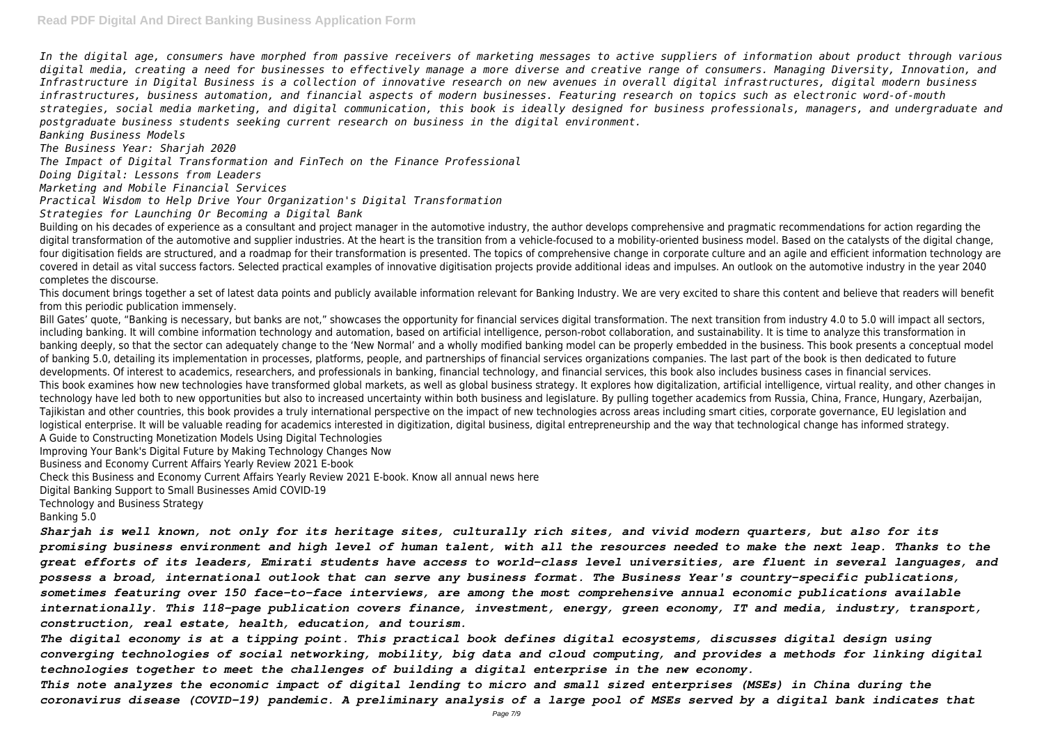*In the digital age, consumers have morphed from passive receivers of marketing messages to active suppliers of information about product through various digital media, creating a need for businesses to effectively manage a more diverse and creative range of consumers. Managing Diversity, Innovation, and Infrastructure in Digital Business is a collection of innovative research on new avenues in overall digital infrastructures, digital modern business infrastructures, business automation, and financial aspects of modern businesses. Featuring research on topics such as electronic word-of-mouth strategies, social media marketing, and digital communication, this book is ideally designed for business professionals, managers, and undergraduate and postgraduate business students seeking current research on business in the digital environment.*

*Banking Business Models*

*The Business Year: Sharjah 2020*

*The Impact of Digital Transformation and FinTech on the Finance Professional*

*Doing Digital: Lessons from Leaders*

*Marketing and Mobile Financial Services*

*Practical Wisdom to Help Drive Your Organization's Digital Transformation*

*Strategies for Launching Or Becoming a Digital Bank*

Building on his decades of experience as a consultant and project manager in the automotive industry, the author develops comprehensive and pragmatic recommendations for action regarding the digital transformation of the automotive and supplier industries. At the heart is the transition from a vehicle-focused to a mobility-oriented business model. Based on the catalysts of the digital change, four digitisation fields are structured, and a roadmap for their transformation is presented. The topics of comprehensive change in corporate culture and an agile and efficient information technology are covered in detail as vital success factors. Selected practical examples of innovative digitisation projects provide additional ideas and impulses. An outlook on the automotive industry in the year 2040 completes the discourse.

This document brings together a set of latest data points and publicly available information relevant for Banking Industry. We are very excited to share this content and believe that readers will benefit from this periodic publication immensely.

Bill Gates' quote, "Banking is necessary, but banks are not," showcases the opportunity for financial services digital transformation. The next transition from industry 4.0 to 5.0 will impact all sectors, including banking. It will combine information technology and automation, based on artificial intelligence, person-robot collaboration, and sustainability. It is time to analyze this transformation in banking deeply, so that the sector can adequately change to the 'New Normal' and a wholly modified banking model can be properly embedded in the business. This book presents a conceptual model of banking 5.0, detailing its implementation in processes, platforms, people, and partnerships of financial services organizations companies. The last part of the book is then dedicated to future developments. Of interest to academics, researchers, and professionals in banking, financial technology, and financial services, this book also includes business cases in financial services.

This book examines how new technologies have transformed global markets, as well as global business strategy. It explores how digitalization, artificial intelligence, virtual reality, and other changes in technology have led both to new opportunities but also to increased uncertainty within both business and legislature. By pulling together academics from Russia, China, France, Hungary, Azerbaijan, Tajikistan and other countries, this book provides a truly international perspective on the impact of new technologies across areas including smart cities, corporate governance, EU legislation and logistical enterprise. It will be valuable reading for academics interested in digitization, digital business, digital entrepreneurship and the way that technological change has informed strategy.

A Guide to Constructing Monetization Models Using Digital Technologies

Improving Your Bank's Digital Future by Making Technology Changes Now

Business and Economy Current Affairs Yearly Review 2021 E-book

Check this Business and Economy Current Affairs Yearly Review 2021 E-book. Know all annual news here

Digital Banking Support to Small Businesses Amid COVID-19

Technology and Business Strategy

Banking 5.0

***Sharjah is well known, not only for its heritage sites, culturally rich sites, and vivid modern quarters, but also for its promising business environment and high level of human talent, with all the resources needed to make the next leap. Thanks to the great efforts of its leaders, Emirati students have access to world-class level universities, are fluent in several languages, and possess a broad, international outlook that can serve any business format. The Business Year's country-specific publications, sometimes featuring over 150 face-to-face interviews, are among the most comprehensive annual economic publications available internationally. This 118-page publication covers finance, investment, energy, green economy, IT and media, industry, transport, construction, real estate, health, education, and tourism.***

***The digital economy is at a tipping point. This practical book defines digital ecosystems, discusses digital design using converging technologies of social networking, mobility, big data and cloud computing, and provides a methods for linking digital technologies together to meet the challenges of building a digital enterprise in the new economy.***

***This note analyzes the economic impact of digital lending to micro and small sized enterprises (MSEs) in China during the coronavirus disease (COVID-19) pandemic. A preliminary analysis of a large pool of MSEs served by a digital bank indicates that***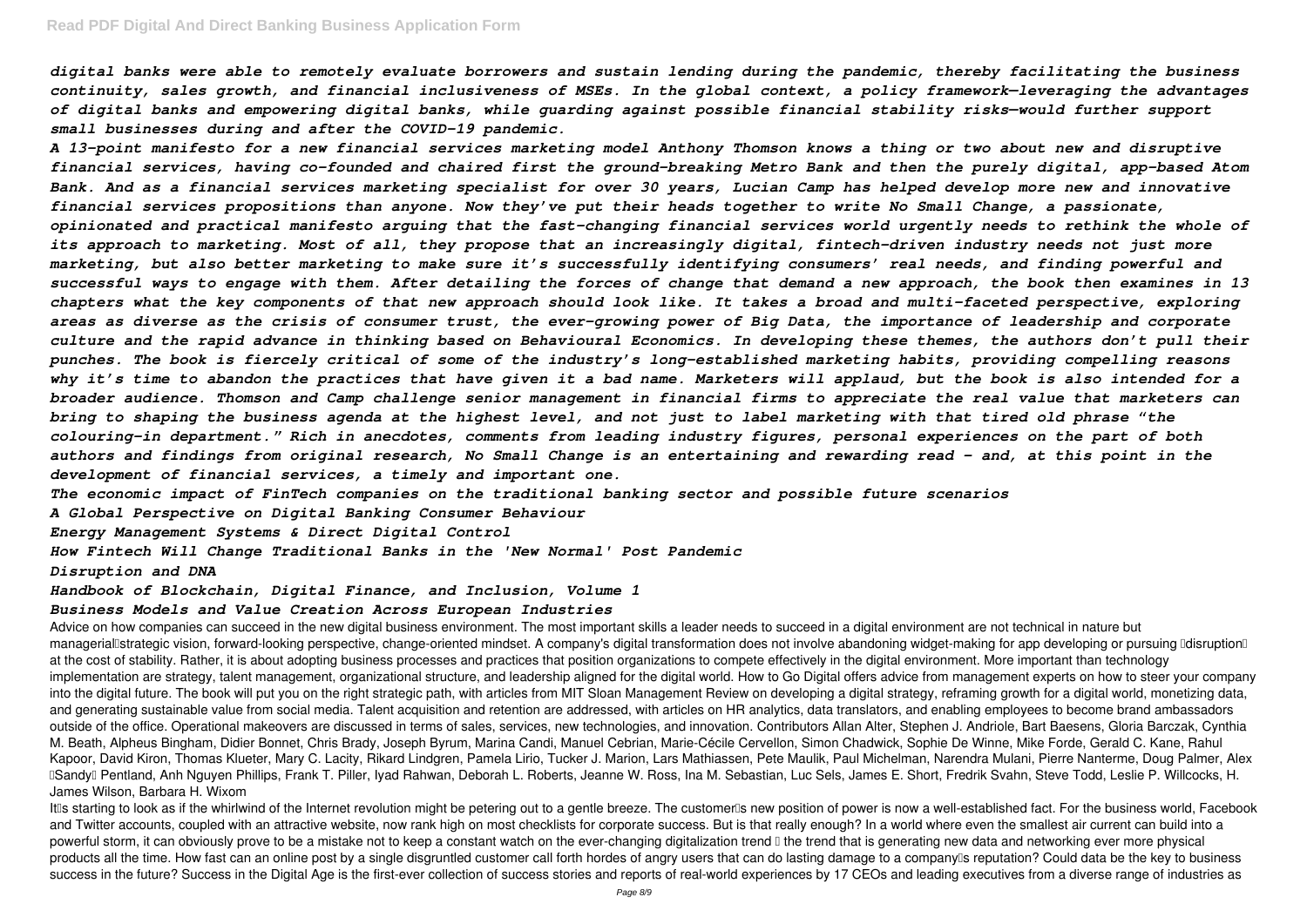*digital banks were able to remotely evaluate borrowers and sustain lending during the pandemic, thereby facilitating the business continuity, sales growth, and financial inclusiveness of MSEs. In the global context, a policy framework—leveraging the advantages of digital banks and empowering digital banks, while guarding against possible financial stability risks—would further support small businesses during and after the COVID-19 pandemic.*

*A 13-point manifesto for a new financial services marketing model Anthony Thomson knows a thing or two about new and disruptive financial services, having co-founded and chaired first the ground-breaking Metro Bank and then the purely digital, app-based Atom Bank. And as a financial services marketing specialist for over 30 years, Lucian Camp has helped develop more new and innovative financial services propositions than anyone. Now they've put their heads together to write No Small Change, a passionate, opinionated and practical manifesto arguing that the fast-changing financial services world urgently needs to rethink the whole of its approach to marketing. Most of all, they propose that an increasingly digital, fintech-driven industry needs not just more marketing, but also better marketing to make sure it's successfully identifying consumers' real needs, and finding powerful and successful ways to engage with them. After detailing the forces of change that demand a new approach, the book then examines in 13 chapters what the key components of that new approach should look like. It takes a broad and multi-faceted perspective, exploring areas as diverse as the crisis of consumer trust, the ever-growing power of Big Data, the importance of leadership and corporate culture and the rapid advance in thinking based on Behavioural Economics. In developing these themes, the authors don't pull their punches. The book is fiercely critical of some of the industry's long-established marketing habits, providing compelling reasons why it's time to abandon the practices that have given it a bad name. Marketers will applaud, but the book is also intended for a broader audience. Thomson and Camp challenge senior management in financial firms to appreciate the real value that marketers can bring to shaping the business agenda at the highest level, and not just to label marketing with that tired old phrase "the colouring-in department." Rich in anecdotes, comments from leading industry figures, personal experiences on the part of both authors and findings from original research, No Small Change is an entertaining and rewarding read - and, at this point in the development of financial services, a timely and important one.*

*The economic impact of FinTech companies on the traditional banking sector and possible future scenarios*

*A Global Perspective on Digital Banking Consumer Behaviour*

*Energy Management Systems & Direct Digital Control*

*How Fintech Will Change Traditional Banks in the 'New Normal' Post Pandemic*

*Disruption and DNA*

*Handbook of Blockchain, Digital Finance, and Inclusion, Volume 1*

*Business Models and Value Creation Across European Industries*

Advice on how companies can succeed in the new digital business environment. The most important skills a leader needs to succeed in a digital environment are not technical in nature but managerial—strategic vision, forward-looking perspective, change-oriented mindset. A company's digital transformation does not involve abandoning widget-making for app developing or pursuing "disruption" at the cost of stability. Rather, it is about adopting business processes and practices that position organizations to compete effectively in the digital environment. More important than technology implementation are strategy, talent management, organizational structure, and leadership aligned for the digital world. How to Go Digital offers advice from management experts on how to steer your company into the digital future. The book will put you on the right strategic path, with articles from MIT Sloan Management Review on developing a digital strategy, reframing growth for a digital world, monetizing data, and generating sustainable value from social media. Talent acquisition and retention are addressed, with articles on HR analytics, data translators, and enabling employees to become brand ambassadors outside of the office. Operational makeovers are discussed in terms of sales, services, new technologies, and innovation. Contributors Allan Alter, Stephen J. Andriole, Bart Baesens, Gloria Barczak, Cynthia M. Beath, Alpheus Bingham, Didier Bonnet, Chris Brady, Joseph Byrum, Marina Candi, Manuel Cebrian, Marie-Cécile Cervellon, Simon Chadwick, Sophie De Winne, Mike Forde, Gerald C. Kane, Rahul Kapoor, David Kiron, Thomas Klueter, Mary C. Lacity, Rikard Lindgren, Pamela Lirio, Tucker J. Marion, Lars Mathiassen, Pete Maulik, Paul Michelman, Narendra Mulani, Pierre Nanterme, Doug Palmer, Alex "Sandy" Pentland, Anh Nguyen Phillips, Frank T. Piller, Iyad Rahwan, Deborah L. Roberts, Jeanne W. Ross, Ina M. Sebastian, Luc Sels, James E. Short, Fredrik Svahn, Steve Todd, Leslie P. Willcocks, H. James Wilson, Barbara H. Wixom

It's starting to look as if the whirlwind of the Internet revolution might be petering out to a gentle breeze. The customer's new position of power is now a well-established fact. For the business world, Facebook and Twitter accounts, coupled with an attractive website, now rank high on most checklists for corporate success. But is that really enough? In a world where even the smallest air current can build into a powerful storm, it can obviously prove to be a mistake not to keep a constant watch on the ever-changing digitalization trend – the trend that is generating new data and networking ever more physical products all the time. How fast can an online post by a single disgruntled customer call forth hordes of angry users that can do lasting damage to a company's reputation? Could data be the key to business success in the future? Success in the Digital Age is the first-ever collection of success stories and reports of real-world experiences by 17 CEOs and leading executives from a diverse range of industries as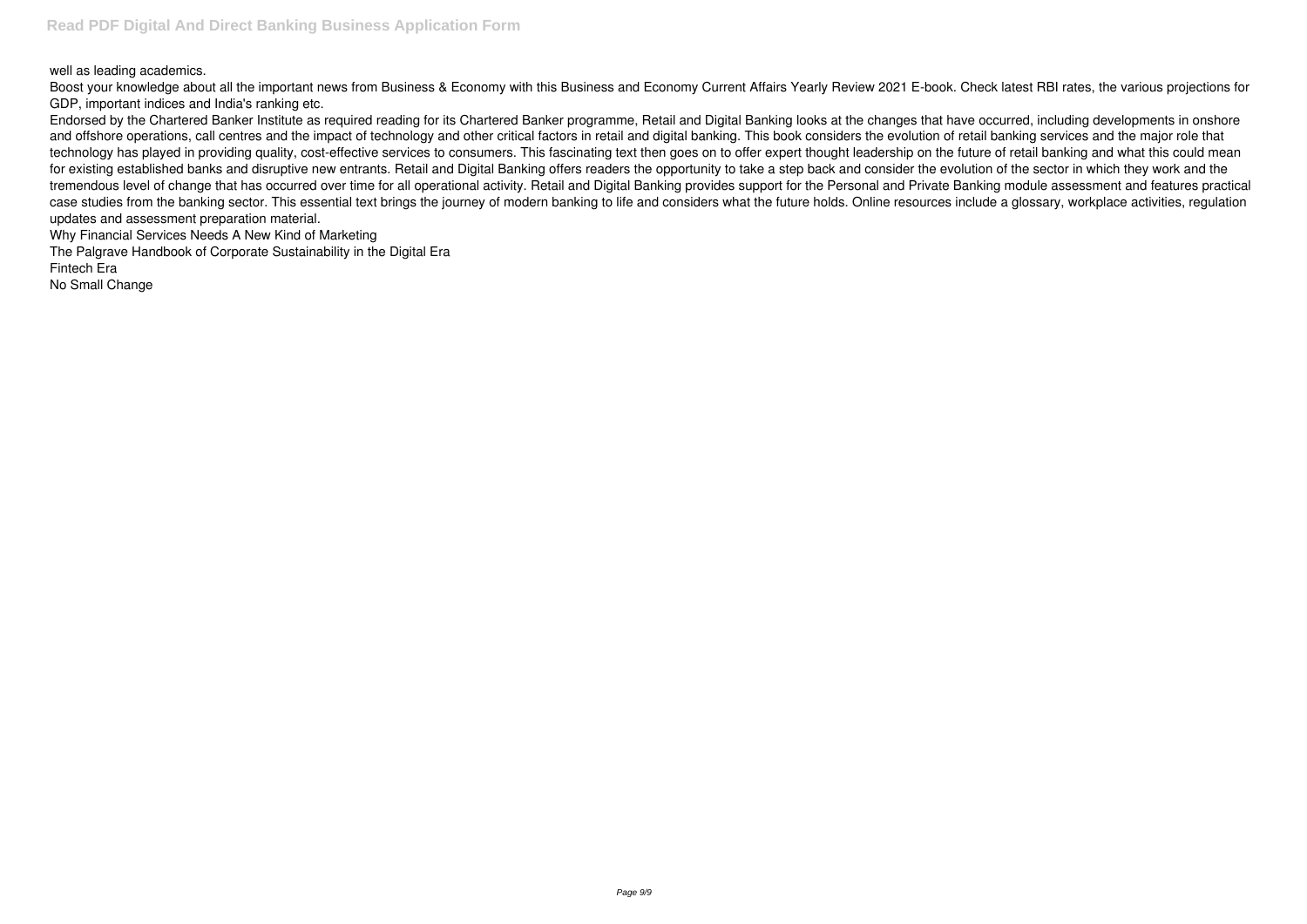well as leading academics.

Boost your knowledge about all the important news from Business & Economy with this Business and Economy Current Affairs Yearly Review 2021 E-book. Check latest RBI rates, the various projections for GDP, important indices and India's ranking etc.

Endorsed by the Chartered Banker Institute as required reading for its Chartered Banker programme, Retail and Digital Banking looks at the changes that have occurred, including developments in onshore and offshore operations, call centres and the impact of technology and other critical factors in retail and digital banking. This book considers the evolution of retail banking services and the major role that technology has played in providing quality, cost-effective services to consumers. This fascinating text then goes on to offer expert thought leadership on the future of retail banking and what this could mean for existing established banks and disruptive new entrants. Retail and Digital Banking offers readers the opportunity to take a step back and consider the evolution of the sector in which they work and the tremendous level of change that has occurred over time for all operational activity. Retail and Digital Banking provides support for the Personal and Private Banking module assessment and features practical case studies from the banking sector. This essential text brings the journey of modern banking to life and considers what the future holds. Online resources include a glossary, workplace activities, regulation updates and assessment preparation material.

Why Financial Services Needs A New Kind of Marketing

The Palgrave Handbook of Corporate Sustainability in the Digital Era

Fintech Era

No Small Change